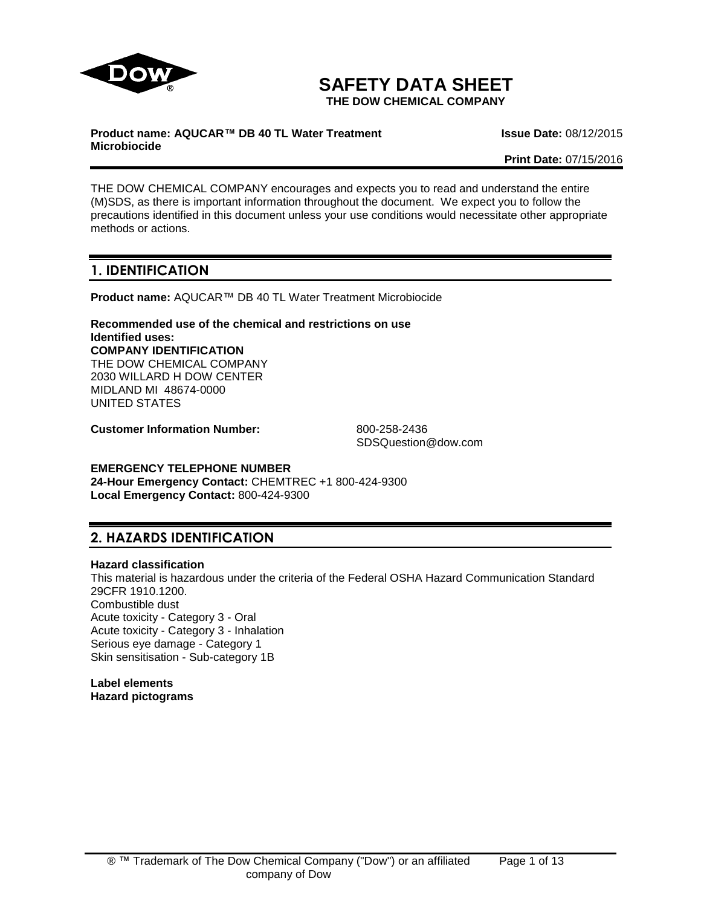# SAFETY DATA SHEET

**THE DOW CHEMICAL COMPANY**

**Product name: AQUCAR™ DB 40 TL Water Treatment Microbiocide**

**Issue Date:** 08/12/2015

**Print Date:** 07/15/2016

THE DOW CHEMICAL COMPANY encourages and expects you to read and understand the entire (M)SDS, as there is important information throughout the document. We expect you to follow the precautions identified in this document unless your use conditions would necessitate other appropriate methods or actions.

## 1. IDENTIFICATION

**Product name:** AQUCAR™ DB 40 TL Water Treatment Microbiocide

**Recommended use of the chemical and restrictions on use**
**Identified uses:**
**COMPANY IDENTIFICATION**
THE DOW CHEMICAL COMPANY
2030 WILLARD H DOW CENTER
MIDLAND MI 48674-0000
UNITED STATES

**Customer Information Number:** 800-258-2436
SDSQuestion@dow.com

**EMERGENCY TELEPHONE NUMBER**
**24-Hour Emergency Contact:** CHEMTREC +1 800-424-9300
**Local Emergency Contact:** 800-424-9300

## 2. HAZARDS IDENTIFICATION

**Hazard classification**
This material is hazardous under the criteria of the Federal OSHA Hazard Communication Standard 29CFR 1910.1200.
Combustible dust
Acute toxicity - Category 3 - Oral
Acute toxicity - Category 3 - Inhalation
Serious eye damage - Category 1
Skin sensitisation - Sub-category 1B

**Label elements**
**Hazard pictograms**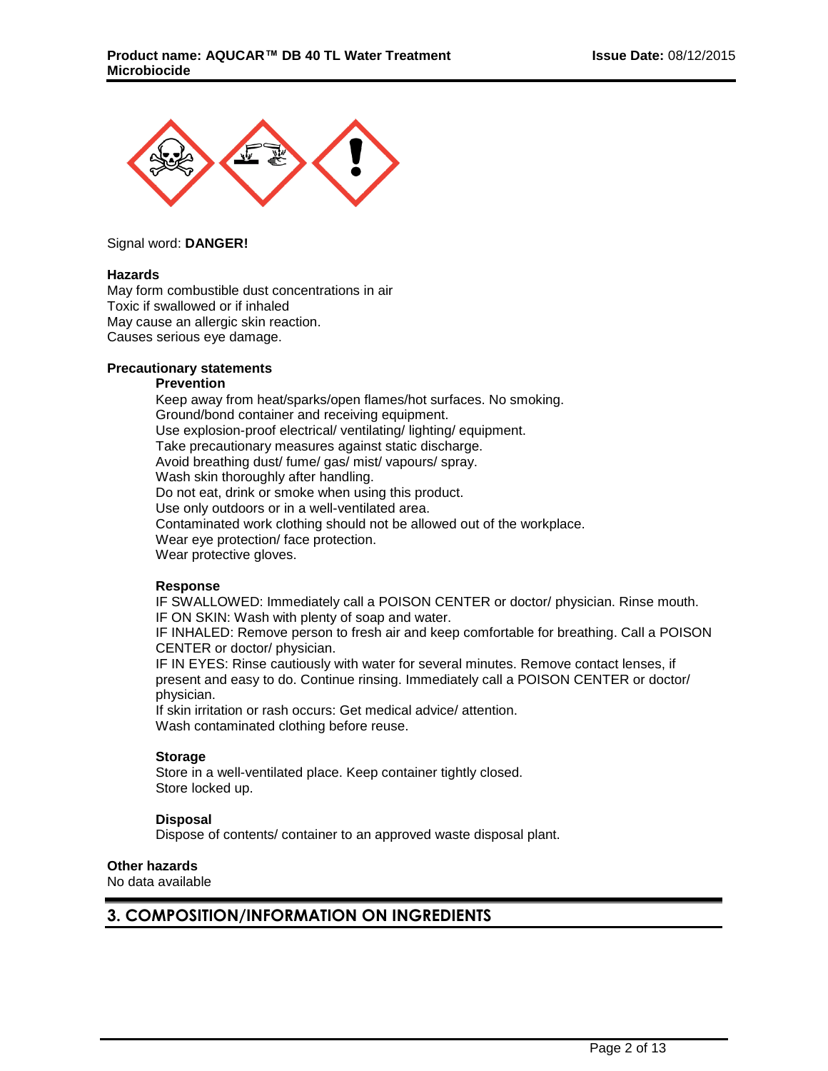Signal word: **DANGER!**

**Hazards**

May form combustible dust concentrations in air
Toxic if swallowed or if inhaled
May cause an allergic skin reaction.
Causes serious eye damage.

**Precautionary statements**

**Prevention**

Keep away from heat/sparks/open flames/hot surfaces. No smoking.
Ground/bond container and receiving equipment.
Use explosion-proof electrical/ ventilating/ lighting/ equipment.
Take precautionary measures against static discharge.
Avoid breathing dust/ fume/ gas/ mist/ vapours/ spray.
Wash skin thoroughly after handling.
Do not eat, drink or smoke when using this product.
Use only outdoors or in a well-ventilated area.
Contaminated work clothing should not be allowed out of the workplace.
Wear eye protection/ face protection.
Wear protective gloves.

**Response**

IF SWALLOWED: Immediately call a POISON CENTER or doctor/ physician. Rinse mouth.
IF ON SKIN: Wash with plenty of soap and water.
IF INHALED: Remove person to fresh air and keep comfortable for breathing. Call a POISON CENTER or doctor/ physician.
IF IN EYES: Rinse cautiously with water for several minutes. Remove contact lenses, if present and easy to do. Continue rinsing. Immediately call a POISON CENTER or doctor/ physician.
If skin irritation or rash occurs: Get medical advice/ attention.
Wash contaminated clothing before reuse.

**Storage**

Store in a well-ventilated place. Keep container tightly closed.
Store locked up.

**Disposal**

Dispose of contents/ container to an approved waste disposal plant.

**Other hazards**

No data available

## 3. COMPOSITION/INFORMATION ON INGREDIENTS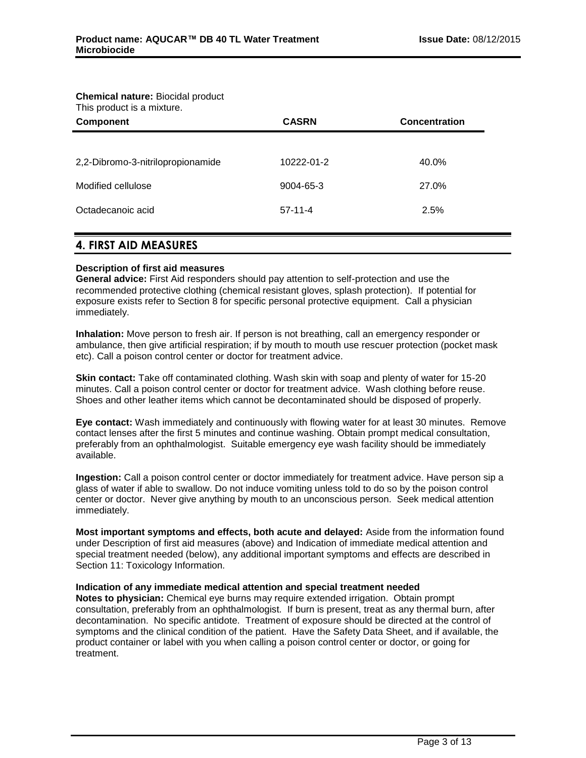**Chemical nature:** Biocidal product
This product is a mixture.

| Component | CASRN | Concentration |
|---|---|---|
| 2,2-Dibromo-3-nitrilopropionamide | 10222-01-2 | 40.0% |
| Modified cellulose | 9004-65-3 | 27.0% |
| Octadecanoic acid | 57-11-4 | 2.5% |

## 4. FIRST AID MEASURES

**Description of first aid measures**

**General advice:** First Aid responders should pay attention to self-protection and use the recommended protective clothing (chemical resistant gloves, splash protection). If potential for exposure exists refer to Section 8 for specific personal protective equipment. Call a physician immediately.

**Inhalation:** Move person to fresh air. If person is not breathing, call an emergency responder or ambulance, then give artificial respiration; if by mouth to mouth use rescuer protection (pocket mask etc). Call a poison control center or doctor for treatment advice.

**Skin contact:** Take off contaminated clothing. Wash skin with soap and plenty of water for 15-20 minutes. Call a poison control center or doctor for treatment advice. Wash clothing before reuse. Shoes and other leather items which cannot be decontaminated should be disposed of properly.

**Eye contact:** Wash immediately and continuously with flowing water for at least 30 minutes. Remove contact lenses after the first 5 minutes and continue washing. Obtain prompt medical consultation, preferably from an ophthalmologist. Suitable emergency eye wash facility should be immediately available.

**Ingestion:** Call a poison control center or doctor immediately for treatment advice. Have person sip a glass of water if able to swallow. Do not induce vomiting unless told to do so by the poison control center or doctor. Never give anything by mouth to an unconscious person. Seek medical attention immediately.

**Most important symptoms and effects, both acute and delayed:** Aside from the information found under Description of first aid measures (above) and Indication of immediate medical attention and special treatment needed (below), any additional important symptoms and effects are described in Section 11: Toxicology Information.

**Indication of any immediate medical attention and special treatment needed**

**Notes to physician:** Chemical eye burns may require extended irrigation. Obtain prompt consultation, preferably from an ophthalmologist. If burn is present, treat as any thermal burn, after decontamination. No specific antidote. Treatment of exposure should be directed at the control of symptoms and the clinical condition of the patient. Have the Safety Data Sheet, and if available, the product container or label with you when calling a poison control center or doctor, or going for treatment.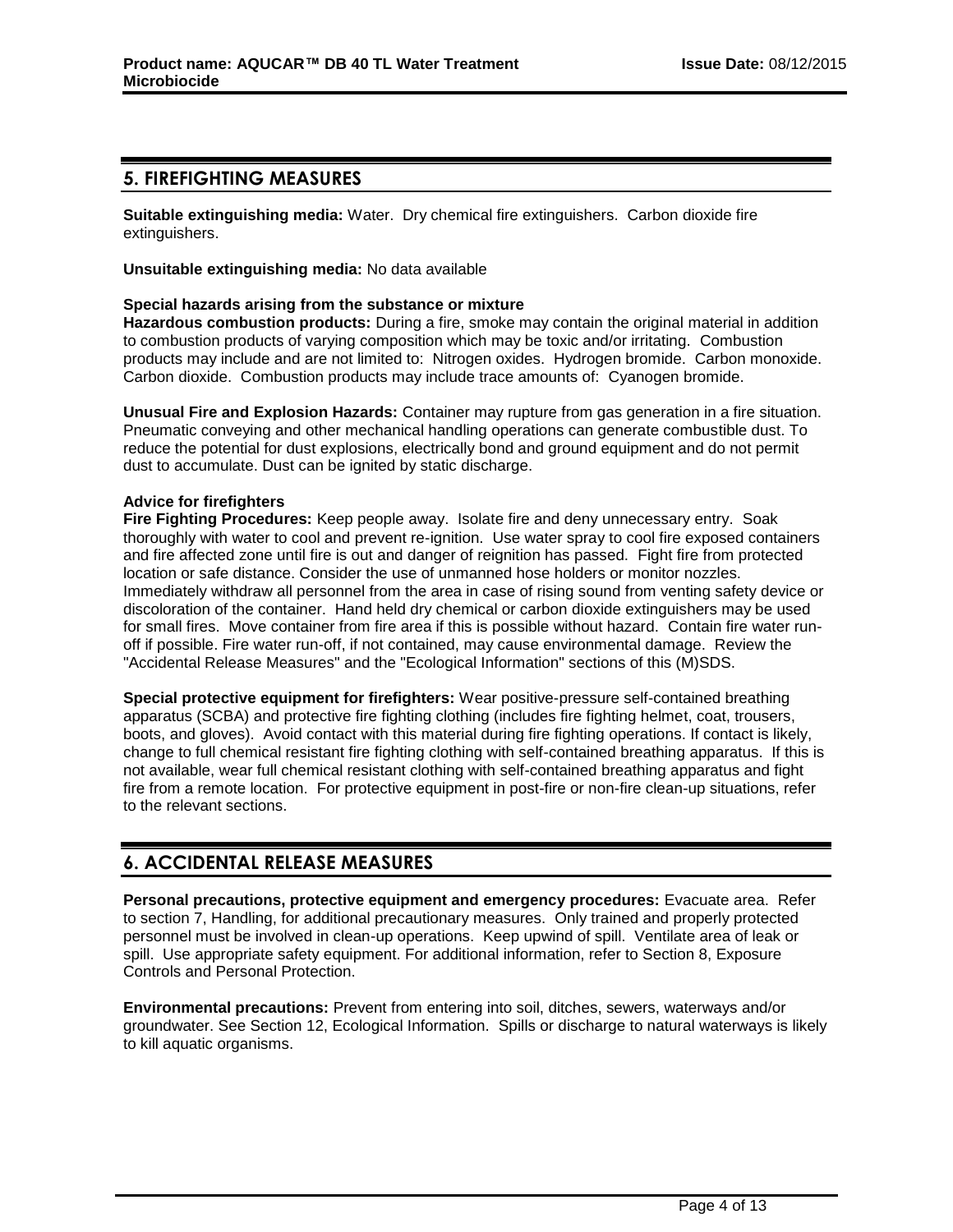## 5. FIREFIGHTING MEASURES

**Suitable extinguishing media:** Water. Dry chemical fire extinguishers. Carbon dioxide fire extinguishers.

**Unsuitable extinguishing media:** No data available

**Special hazards arising from the substance or mixture**

**Hazardous combustion products:** During a fire, smoke may contain the original material in addition to combustion products of varying composition which may be toxic and/or irritating. Combustion products may include and are not limited to: Nitrogen oxides. Hydrogen bromide. Carbon monoxide. Carbon dioxide. Combustion products may include trace amounts of: Cyanogen bromide.

**Unusual Fire and Explosion Hazards:** Container may rupture from gas generation in a fire situation. Pneumatic conveying and other mechanical handling operations can generate combustible dust. To reduce the potential for dust explosions, electrically bond and ground equipment and do not permit dust to accumulate. Dust can be ignited by static discharge.

**Advice for firefighters**

**Fire Fighting Procedures:** Keep people away. Isolate fire and deny unnecessary entry. Soak thoroughly with water to cool and prevent re-ignition. Use water spray to cool fire exposed containers and fire affected zone until fire is out and danger of reignition has passed. Fight fire from protected location or safe distance. Consider the use of unmanned hose holders or monitor nozzles. Immediately withdraw all personnel from the area in case of rising sound from venting safety device or discoloration of the container. Hand held dry chemical or carbon dioxide extinguishers may be used for small fires. Move container from fire area if this is possible without hazard. Contain fire water run-off if possible. Fire water run-off, if not contained, may cause environmental damage. Review the "Accidental Release Measures" and the "Ecological Information" sections of this (M)SDS.

**Special protective equipment for firefighters:** Wear positive-pressure self-contained breathing apparatus (SCBA) and protective fire fighting clothing (includes fire fighting helmet, coat, trousers, boots, and gloves). Avoid contact with this material during fire fighting operations. If contact is likely, change to full chemical resistant fire fighting clothing with self-contained breathing apparatus. If this is not available, wear full chemical resistant clothing with self-contained breathing apparatus and fight fire from a remote location. For protective equipment in post-fire or non-fire clean-up situations, refer to the relevant sections.

## 6. ACCIDENTAL RELEASE MEASURES

**Personal precautions, protective equipment and emergency procedures:** Evacuate area. Refer to section 7, Handling, for additional precautionary measures. Only trained and properly protected personnel must be involved in clean-up operations. Keep upwind of spill. Ventilate area of leak or spill. Use appropriate safety equipment. For additional information, refer to Section 8, Exposure Controls and Personal Protection.

**Environmental precautions:** Prevent from entering into soil, ditches, sewers, waterways and/or groundwater. See Section 12, Ecological Information. Spills or discharge to natural waterways is likely to kill aquatic organisms.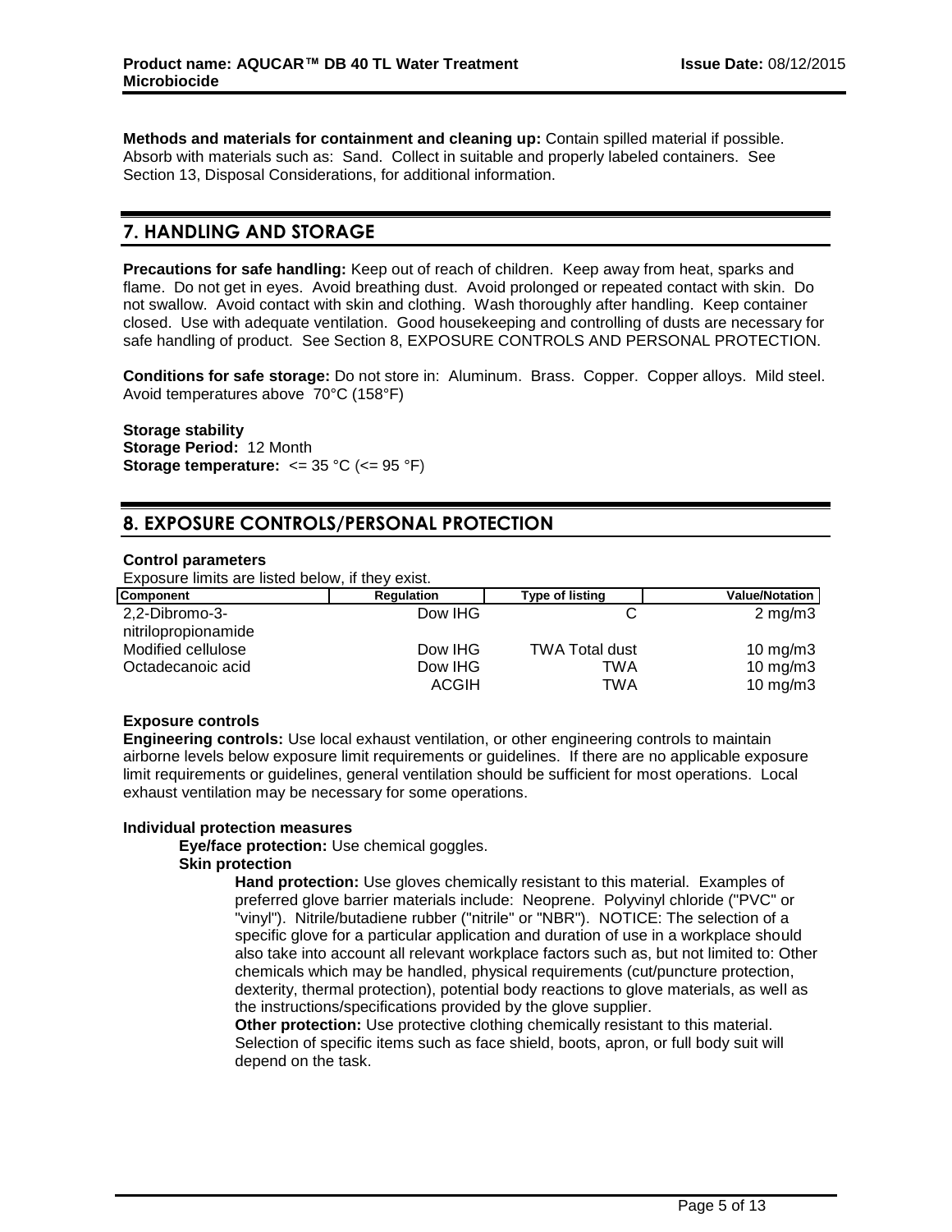**Methods and materials for containment and cleaning up:** Contain spilled material if possible. Absorb with materials such as: Sand. Collect in suitable and properly labeled containers. See Section 13, Disposal Considerations, for additional information.

## 7. HANDLING AND STORAGE

**Precautions for safe handling:** Keep out of reach of children. Keep away from heat, sparks and flame. Do not get in eyes. Avoid breathing dust. Avoid prolonged or repeated contact with skin. Do not swallow. Avoid contact with skin and clothing. Wash thoroughly after handling. Keep container closed. Use with adequate ventilation. Good housekeeping and controlling of dusts are necessary for safe handling of product. See Section 8, EXPOSURE CONTROLS AND PERSONAL PROTECTION.

**Conditions for safe storage:** Do not store in: Aluminum. Brass. Copper. Copper alloys. Mild steel. Avoid temperatures above 70°C (158°F)

**Storage stability**
**Storage Period:** 12 Month
**Storage temperature:** <= 35 °C (<= 95 °F)

## 8. EXPOSURE CONTROLS/PERSONAL PROTECTION

**Control parameters**
Exposure limits are listed below, if they exist.

| Component | Regulation | Type of listing | Value/Notation |
|---|---|---|---|
| 2,2-Dibromo-3-nitrilopropionamide | Dow IHG | C | 2 mg/m3 |
| Modified cellulose | Dow IHG | TWA Total dust | 10 mg/m3 |
| Octadecanoic acid | Dow IHG | TWA | 10 mg/m3 |
| | ACGIH | TWA | 10 mg/m3 |

**Exposure controls**
**Engineering controls:** Use local exhaust ventilation, or other engineering controls to maintain airborne levels below exposure limit requirements or guidelines. If there are no applicable exposure limit requirements or guidelines, general ventilation should be sufficient for most operations. Local exhaust ventilation may be necessary for some operations.

**Individual protection measures**

**Eye/face protection:** Use chemical goggles.

**Skin protection**

**Hand protection:** Use gloves chemically resistant to this material. Examples of preferred glove barrier materials include: Neoprene. Polyvinyl chloride ("PVC" or "vinyl"). Nitrile/butadiene rubber ("nitrile" or "NBR"). NOTICE: The selection of a specific glove for a particular application and duration of use in a workplace should also take into account all relevant workplace factors such as, but not limited to: Other chemicals which may be handled, physical requirements (cut/puncture protection, dexterity, thermal protection), potential body reactions to glove materials, as well as the instructions/specifications provided by the glove supplier.

**Other protection:** Use protective clothing chemically resistant to this material. Selection of specific items such as face shield, boots, apron, or full body suit will depend on the task.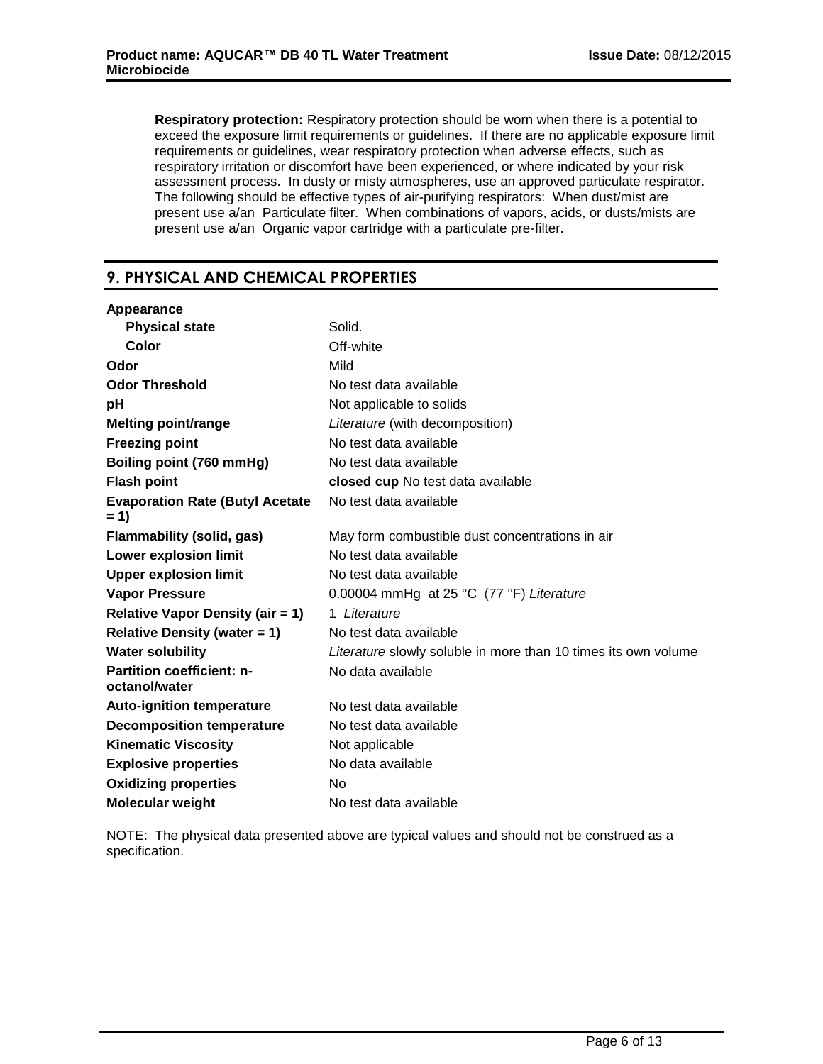**Respiratory protection:** Respiratory protection should be worn when there is a potential to exceed the exposure limit requirements or guidelines. If there are no applicable exposure limit requirements or guidelines, wear respiratory protection when adverse effects, such as respiratory irritation or discomfort have been experienced, or where indicated by your risk assessment process. In dusty or misty atmospheres, use an approved particulate respirator. The following should be effective types of air-purifying respirators: When dust/mist are present use a/an Particulate filter. When combinations of vapors, acids, or dusts/mists are present use a/an Organic vapor cartridge with a particulate pre-filter.

## 9. PHYSICAL AND CHEMICAL PROPERTIES

| Property | Value |
|---|---|
| **Appearance** | |
| **Physical state** | Solid. |
| **Color** | Off-white |
| **Odor** | Mild |
| **Odor Threshold** | No test data available |
| **pH** | Not applicable to solids |
| **Melting point/range** | *Literature* (with decomposition) |
| **Freezing point** | No test data available |
| **Boiling point (760 mmHg)** | No test data available |
| **Flash point** | **closed cup** No test data available |
| **Evaporation Rate (Butyl Acetate = 1)** | No test data available |
| **Flammability (solid, gas)** | May form combustible dust concentrations in air |
| **Lower explosion limit** | No test data available |
| **Upper explosion limit** | No test data available |
| **Vapor Pressure** | 0.00004 mmHg at 25 °C (77 °F) *Literature* |
| **Relative Vapor Density (air = 1)** | 1 *Literature* |
| **Relative Density (water = 1)** | No test data available |
| **Water solubility** | *Literature* slowly soluble in more than 10 times its own volume |
| **Partition coefficient: n-octanol/water** | No data available |
| **Auto-ignition temperature** | No test data available |
| **Decomposition temperature** | No test data available |
| **Kinematic Viscosity** | Not applicable |
| **Explosive properties** | No data available |
| **Oxidizing properties** | No |
| **Molecular weight** | No test data available |

NOTE: The physical data presented above are typical values and should not be construed as a specification.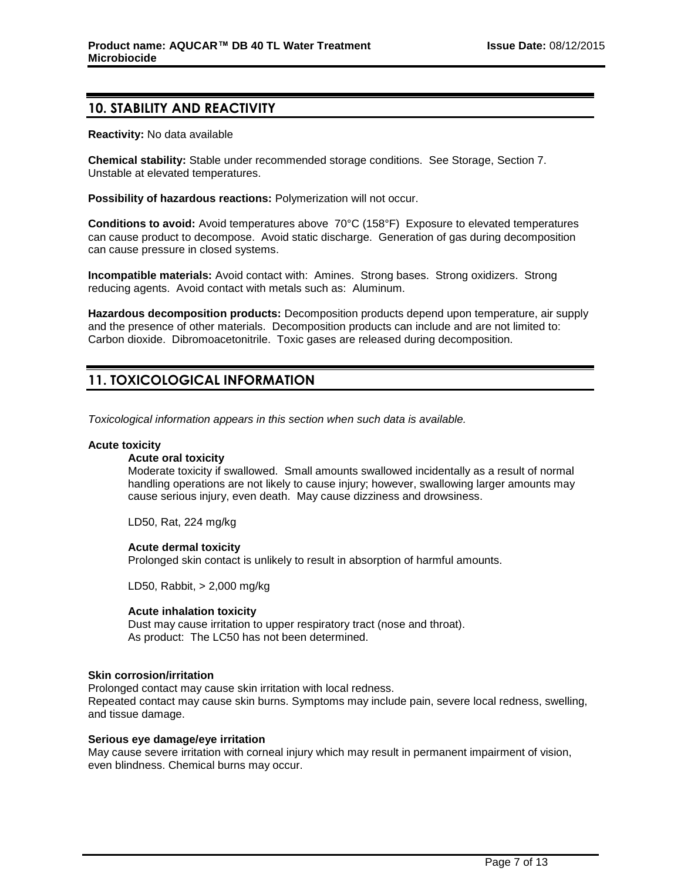## 10. STABILITY AND REACTIVITY

**Reactivity:** No data available

**Chemical stability:** Stable under recommended storage conditions. See Storage, Section 7. Unstable at elevated temperatures.

**Possibility of hazardous reactions:** Polymerization will not occur.

**Conditions to avoid:** Avoid temperatures above 70°C (158°F) Exposure to elevated temperatures can cause product to decompose. Avoid static discharge. Generation of gas during decomposition can cause pressure in closed systems.

**Incompatible materials:** Avoid contact with: Amines. Strong bases. Strong oxidizers. Strong reducing agents. Avoid contact with metals such as: Aluminum.

**Hazardous decomposition products:** Decomposition products depend upon temperature, air supply and the presence of other materials. Decomposition products can include and are not limited to: Carbon dioxide. Dibromoacetonitrile. Toxic gases are released during decomposition.

## 11. TOXICOLOGICAL INFORMATION

*Toxicological information appears in this section when such data is available.*

**Acute toxicity**

**Acute oral toxicity**

Moderate toxicity if swallowed. Small amounts swallowed incidentally as a result of normal handling operations are not likely to cause injury; however, swallowing larger amounts may cause serious injury, even death. May cause dizziness and drowsiness.

LD50, Rat, 224 mg/kg

**Acute dermal toxicity**

Prolonged skin contact is unlikely to result in absorption of harmful amounts.

LD50, Rabbit, > 2,000 mg/kg

**Acute inhalation toxicity**

Dust may cause irritation to upper respiratory tract (nose and throat).
As product: The LC50 has not been determined.

**Skin corrosion/irritation**

Prolonged contact may cause skin irritation with local redness.
Repeated contact may cause skin burns. Symptoms may include pain, severe local redness, swelling, and tissue damage.

**Serious eye damage/eye irritation**

May cause severe irritation with corneal injury which may result in permanent impairment of vision, even blindness. Chemical burns may occur.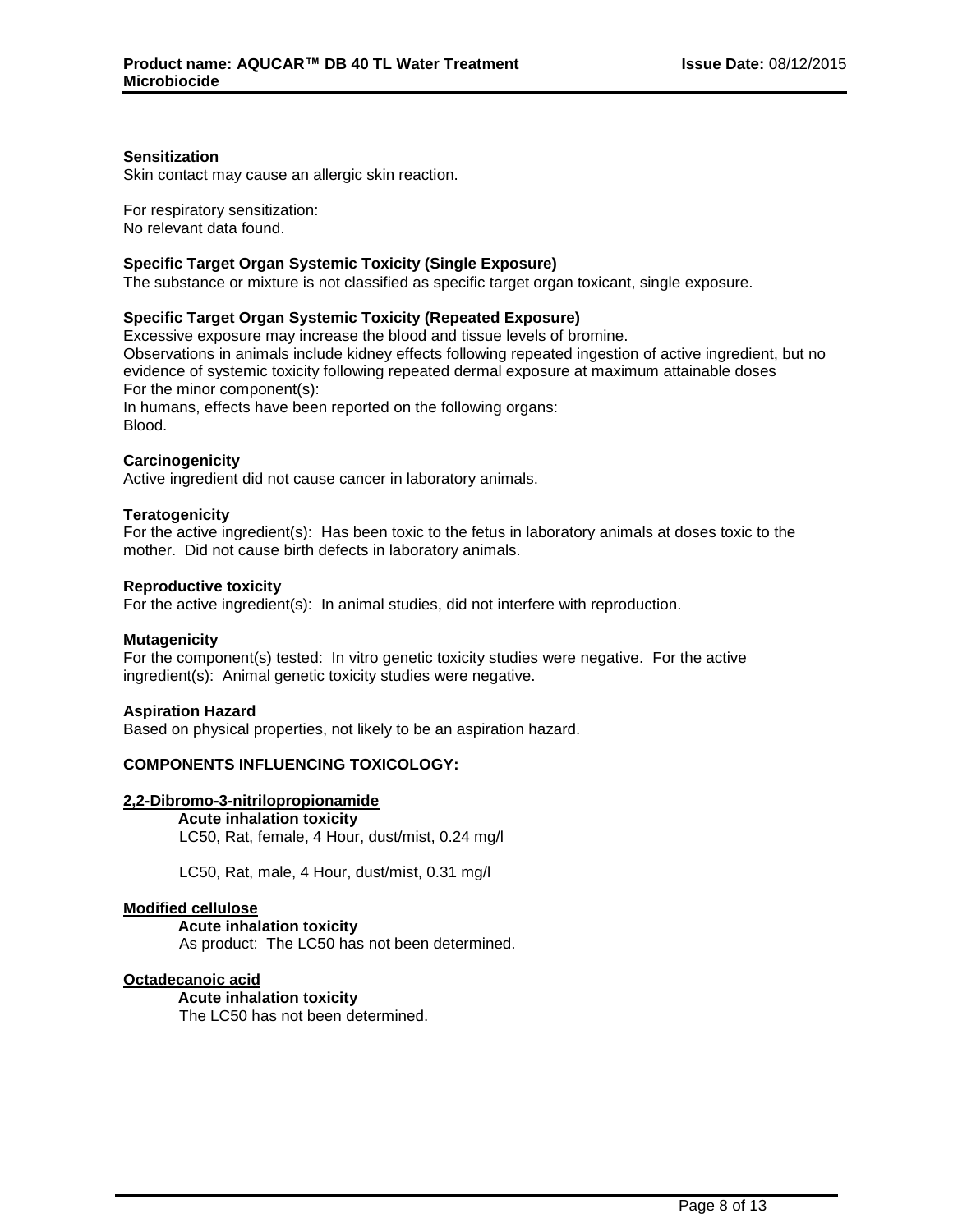**Sensitization**

Skin contact may cause an allergic skin reaction.

For respiratory sensitization:
No relevant data found.

**Specific Target Organ Systemic Toxicity (Single Exposure)**

The substance or mixture is not classified as specific target organ toxicant, single exposure.

**Specific Target Organ Systemic Toxicity (Repeated Exposure)**

Excessive exposure may increase the blood and tissue levels of bromine.
Observations in animals include kidney effects following repeated ingestion of active ingredient, but no evidence of systemic toxicity following repeated dermal exposure at maximum attainable doses
For the minor component(s):
In humans, effects have been reported on the following organs:
Blood.

**Carcinogenicity**

Active ingredient did not cause cancer in laboratory animals.

**Teratogenicity**

For the active ingredient(s): Has been toxic to the fetus in laboratory animals at doses toxic to the mother. Did not cause birth defects in laboratory animals.

**Reproductive toxicity**

For the active ingredient(s): In animal studies, did not interfere with reproduction.

**Mutagenicity**

For the component(s) tested: In vitro genetic toxicity studies were negative. For the active ingredient(s): Animal genetic toxicity studies were negative.

**Aspiration Hazard**

Based on physical properties, not likely to be an aspiration hazard.

**COMPONENTS INFLUENCING TOXICOLOGY:**

**2,2-Dibromo-3-nitrilopropionamide**

**Acute inhalation toxicity**

LC50, Rat, female, 4 Hour, dust/mist, 0.24 mg/l

LC50, Rat, male, 4 Hour, dust/mist, 0.31 mg/l

**Modified cellulose**

**Acute inhalation toxicity**

As product: The LC50 has not been determined.

**Octadecanoic acid**

**Acute inhalation toxicity**

The LC50 has not been determined.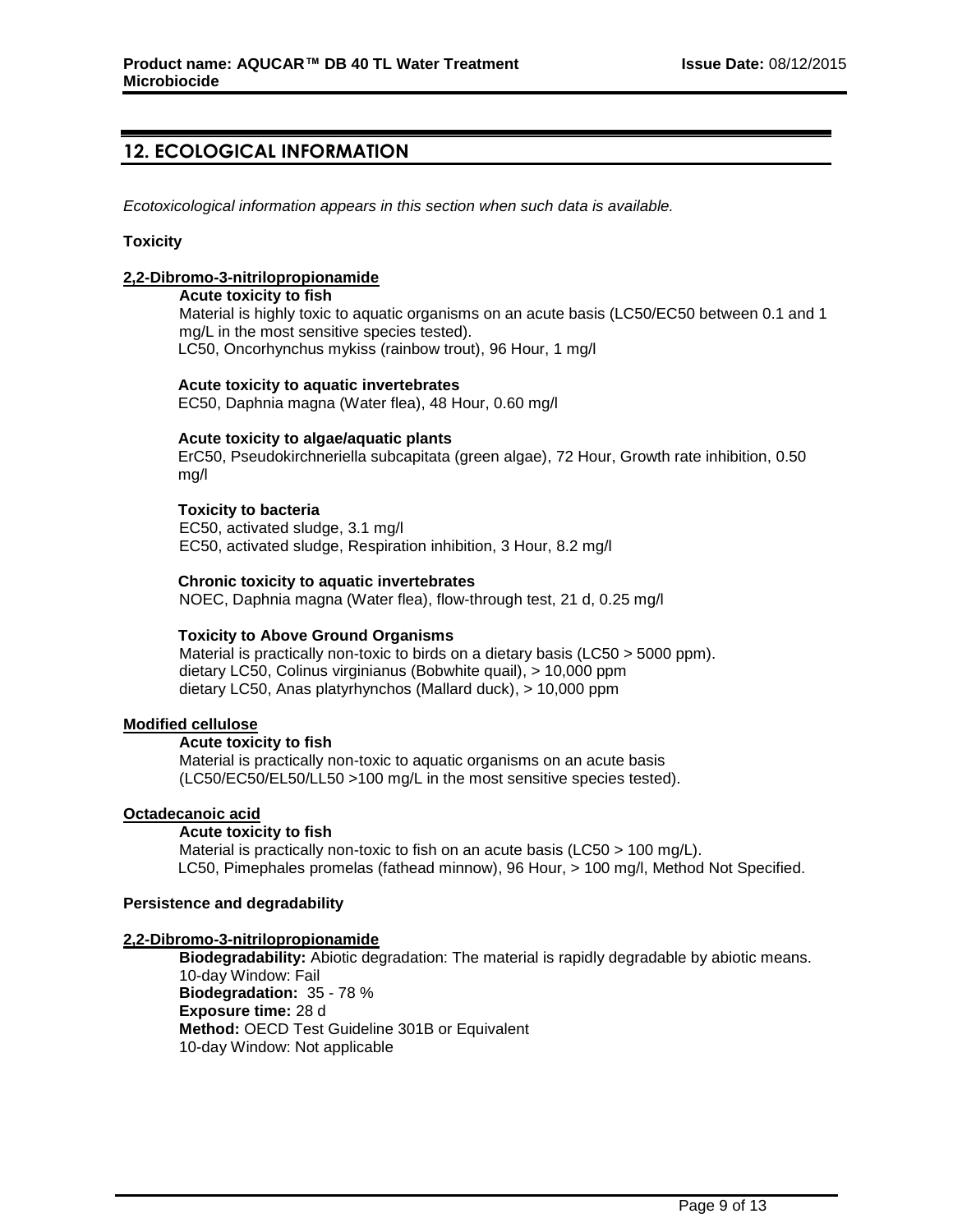## 12. ECOLOGICAL INFORMATION

*Ecotoxicological information appears in this section when such data is available.*

**Toxicity**

**2,2-Dibromo-3-nitrilopropionamide**

**Acute toxicity to fish**

Material is highly toxic to aquatic organisms on an acute basis (LC50/EC50 between 0.1 and 1 mg/L in the most sensitive species tested).
LC50, Oncorhynchus mykiss (rainbow trout), 96 Hour, 1 mg/l

**Acute toxicity to aquatic invertebrates**

EC50, Daphnia magna (Water flea), 48 Hour, 0.60 mg/l

**Acute toxicity to algae/aquatic plants**

ErC50, Pseudokirchneriella subcapitata (green algae), 72 Hour, Growth rate inhibition, 0.50 mg/l

**Toxicity to bacteria**

EC50, activated sludge, 3.1 mg/l
EC50, activated sludge, Respiration inhibition, 3 Hour, 8.2 mg/l

**Chronic toxicity to aquatic invertebrates**

NOEC, Daphnia magna (Water flea), flow-through test, 21 d, 0.25 mg/l

**Toxicity to Above Ground Organisms**

Material is practically non-toxic to birds on a dietary basis (LC50 > 5000 ppm).
dietary LC50, Colinus virginianus (Bobwhite quail), > 10,000 ppm
dietary LC50, Anas platyrhynchos (Mallard duck), > 10,000 ppm

**Modified cellulose**

**Acute toxicity to fish**

Material is practically non-toxic to aquatic organisms on an acute basis (LC50/EC50/EL50/LL50 >100 mg/L in the most sensitive species tested).

**Octadecanoic acid**

**Acute toxicity to fish**

Material is practically non-toxic to fish on an acute basis (LC50 > 100 mg/L).
LC50, Pimephales promelas (fathead minnow), 96 Hour, > 100 mg/l, Method Not Specified.

**Persistence and degradability**

**2,2-Dibromo-3-nitrilopropionamide**

**Biodegradability:** Abiotic degradation: The material is rapidly degradable by abiotic means.
10-day Window: Fail
**Biodegradation:** 35 - 78 %
**Exposure time:** 28 d
**Method:** OECD Test Guideline 301B or Equivalent
10-day Window: Not applicable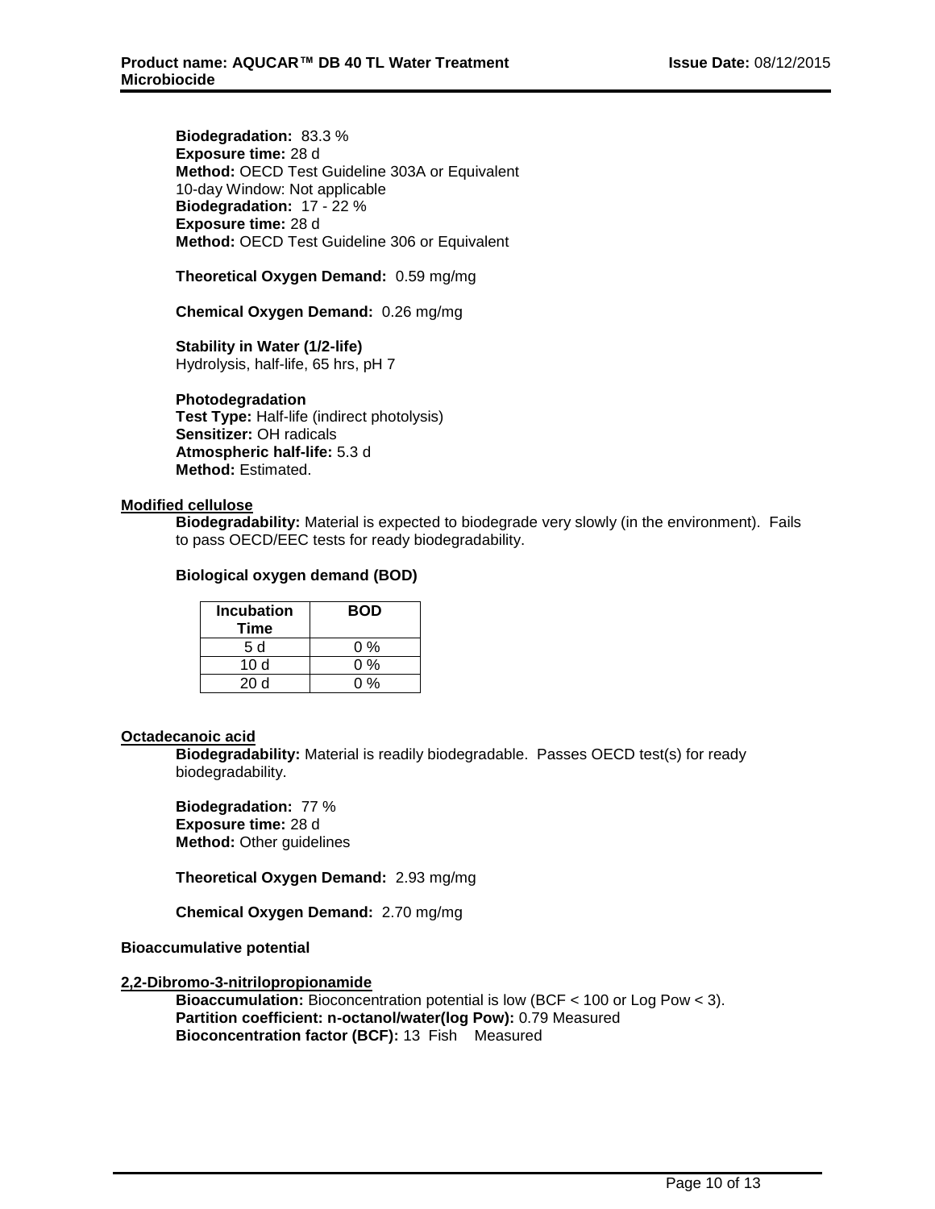**Biodegradation:** 83.3 %
**Exposure time:** 28 d
**Method:** OECD Test Guideline 303A or Equivalent
10-day Window: Not applicable
**Biodegradation:** 17 - 22 %
**Exposure time:** 28 d
**Method:** OECD Test Guideline 306 or Equivalent

**Theoretical Oxygen Demand:** 0.59 mg/mg

**Chemical Oxygen Demand:** 0.26 mg/mg

**Stability in Water (1/2-life)**
Hydrolysis, half-life, 65 hrs, pH 7

**Photodegradation**
**Test Type:** Half-life (indirect photolysis)
**Sensitizer:** OH radicals
**Atmospheric half-life:** 5.3 d
**Method:** Estimated.

**Modified cellulose**

**Biodegradability:** Material is expected to biodegrade very slowly (in the environment). Fails to pass OECD/EEC tests for ready biodegradability.

**Biological oxygen demand (BOD)**

| Incubation Time | BOD |
|---|---|
| 5 d | 0 % |
| 10 d | 0 % |
| 20 d | 0 % |

**Octadecanoic acid**

**Biodegradability:** Material is readily biodegradable. Passes OECD test(s) for ready biodegradability.

**Biodegradation:** 77 %
**Exposure time:** 28 d
**Method:** Other guidelines

**Theoretical Oxygen Demand:** 2.93 mg/mg

**Chemical Oxygen Demand:** 2.70 mg/mg

**Bioaccumulative potential**

**2,2-Dibromo-3-nitrilopropionamide**

**Bioaccumulation:** Bioconcentration potential is low (BCF < 100 or Log Pow < 3).
**Partition coefficient: n-octanol/water(log Pow):** 0.79 Measured
**Bioconcentration factor (BCF):** 13 Fish Measured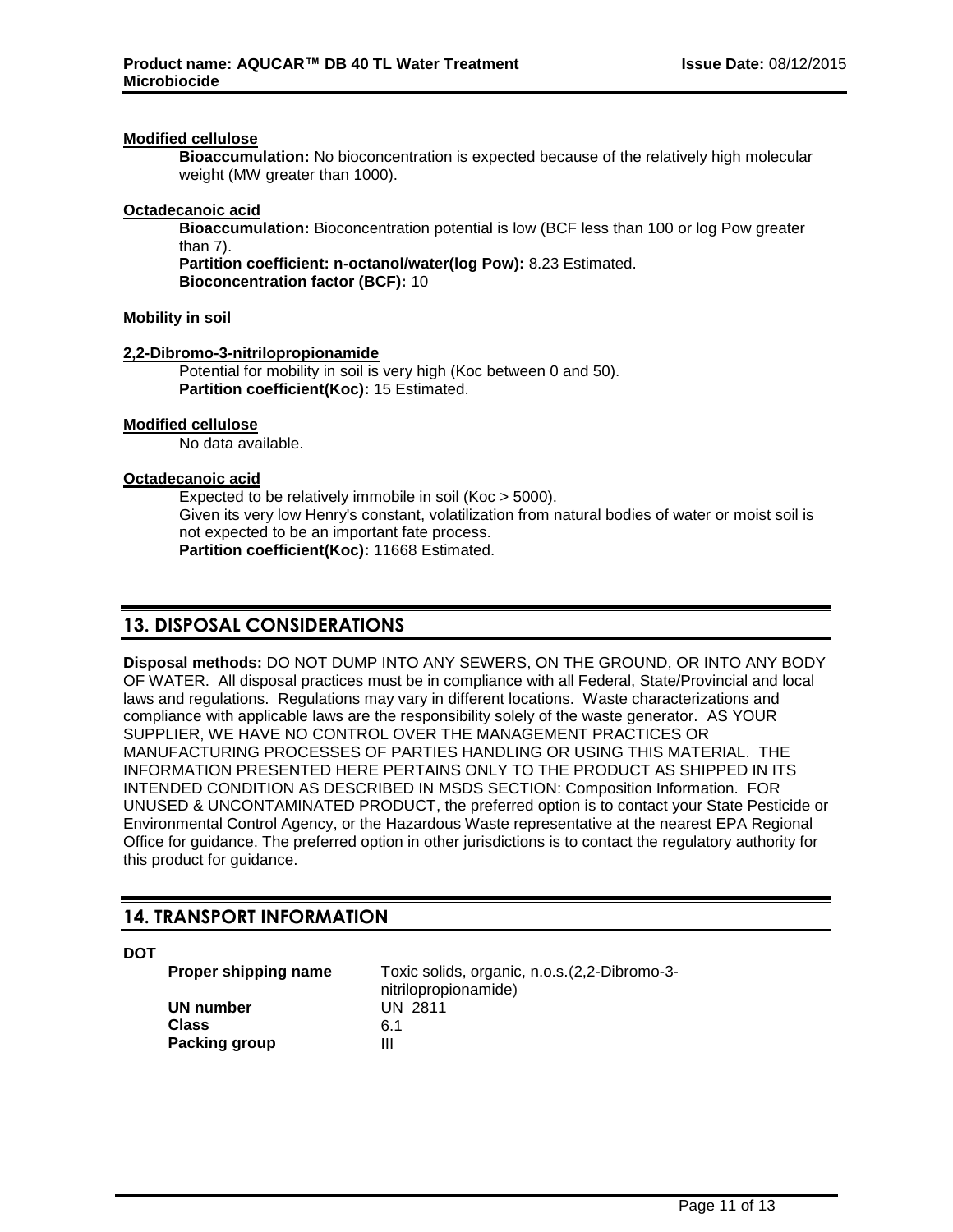**Modified cellulose**

**Bioaccumulation:** No bioconcentration is expected because of the relatively high molecular weight (MW greater than 1000).

**Octadecanoic acid**

**Bioaccumulation:** Bioconcentration potential is low (BCF less than 100 or log Pow greater than 7).
**Partition coefficient: n-octanol/water(log Pow):** 8.23 Estimated.
**Bioconcentration factor (BCF):** 10

**Mobility in soil**

**2,2-Dibromo-3-nitrilopropionamide**

Potential for mobility in soil is very high (Koc between 0 and 50).
**Partition coefficient(Koc):** 15 Estimated.

**Modified cellulose**

No data available.

**Octadecanoic acid**

Expected to be relatively immobile in soil (Koc > 5000).
Given its very low Henry's constant, volatilization from natural bodies of water or moist soil is not expected to be an important fate process.
**Partition coefficient(Koc):** 11668 Estimated.

## 13. DISPOSAL CONSIDERATIONS

**Disposal methods:** DO NOT DUMP INTO ANY SEWERS, ON THE GROUND, OR INTO ANY BODY OF WATER. All disposal practices must be in compliance with all Federal, State/Provincial and local laws and regulations. Regulations may vary in different locations. Waste characterizations and compliance with applicable laws are the responsibility solely of the waste generator. AS YOUR SUPPLIER, WE HAVE NO CONTROL OVER THE MANAGEMENT PRACTICES OR MANUFACTURING PROCESSES OF PARTIES HANDLING OR USING THIS MATERIAL. THE INFORMATION PRESENTED HERE PERTAINS ONLY TO THE PRODUCT AS SHIPPED IN ITS INTENDED CONDITION AS DESCRIBED IN MSDS SECTION: Composition Information. FOR UNUSED & UNCONTAMINATED PRODUCT, the preferred option is to contact your State Pesticide or Environmental Control Agency, or the Hazardous Waste representative at the nearest EPA Regional Office for guidance. The preferred option in other jurisdictions is to contact the regulatory authority for this product for guidance.

## 14. TRANSPORT INFORMATION

**DOT**

| | |
|---|---|
| **Proper shipping name** | Toxic solids, organic, n.o.s.(2,2-Dibromo-3-nitrilopropionamide) |
| **UN number** | UN 2811 |
| **Class** | 6.1 |
| **Packing group** | III |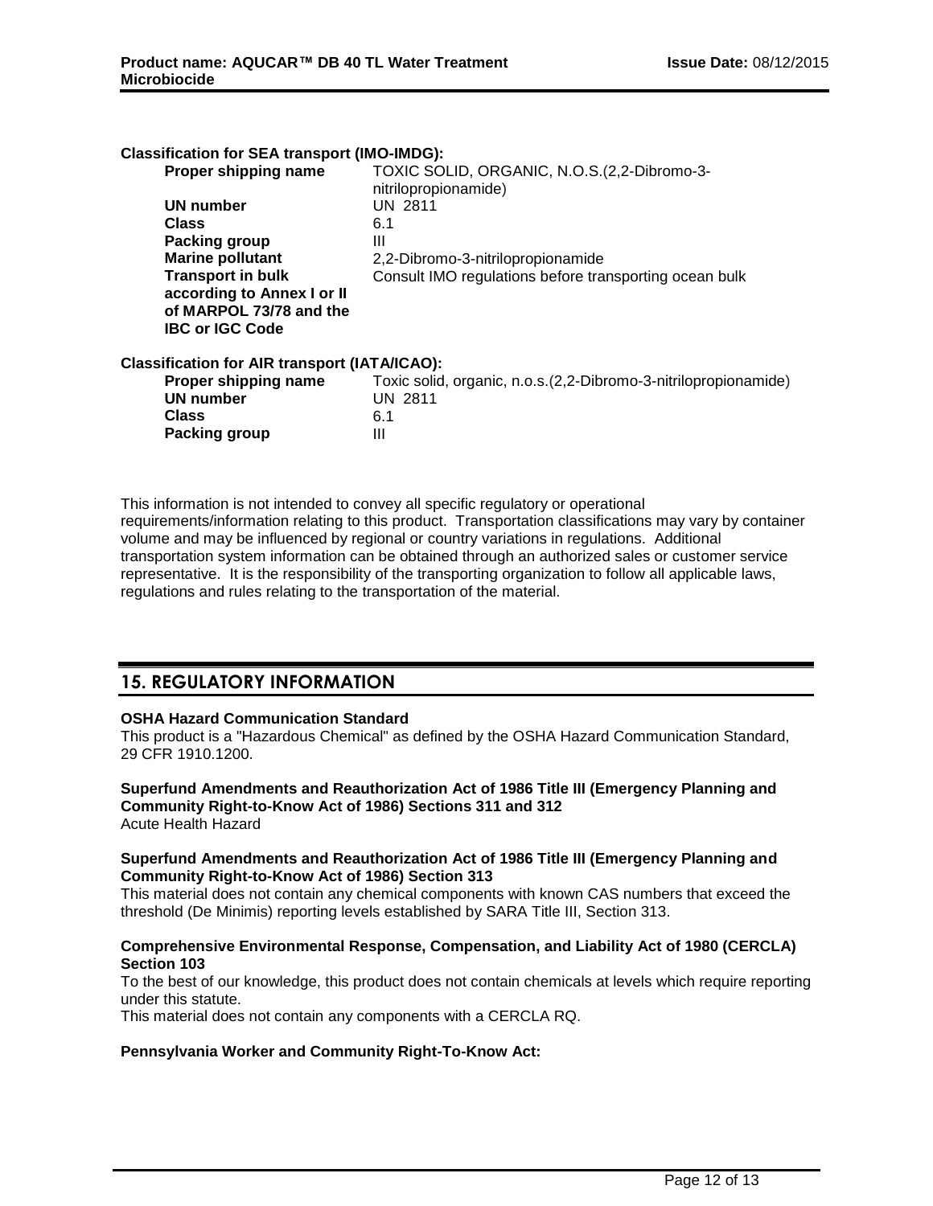**Classification for SEA transport (IMO-IMDG):**

| | |
|---|---|
| **Proper shipping name** | TOXIC SOLID, ORGANIC, N.O.S.(2,2-Dibromo-3-nitrilopropionamide) |
| **UN number** | UN 2811 |
| **Class** | 6.1 |
| **Packing group** | III |
| **Marine pollutant** | 2,2-Dibromo-3-nitrilopropionamide |
| **Transport in bulk according to Annex I or II of MARPOL 73/78 and the IBC or IGC Code** | Consult IMO regulations before transporting ocean bulk |

**Classification for AIR transport (IATA/ICAO):**

| | |
|---|---|
| **Proper shipping name** | Toxic solid, organic, n.o.s.(2,2-Dibromo-3-nitrilopropionamide) |
| **UN number** | UN 2811 |
| **Class** | 6.1 |
| **Packing group** | III |

This information is not intended to convey all specific regulatory or operational requirements/information relating to this product. Transportation classifications may vary by container volume and may be influenced by regional or country variations in regulations. Additional transportation system information can be obtained through an authorized sales or customer service representative. It is the responsibility of the transporting organization to follow all applicable laws, regulations and rules relating to the transportation of the material.

## 15. REGULATORY INFORMATION

**OSHA Hazard Communication Standard**
This product is a "Hazardous Chemical" as defined by the OSHA Hazard Communication Standard, 29 CFR 1910.1200.

**Superfund Amendments and Reauthorization Act of 1986 Title III (Emergency Planning and Community Right-to-Know Act of 1986) Sections 311 and 312**
Acute Health Hazard

**Superfund Amendments and Reauthorization Act of 1986 Title III (Emergency Planning and Community Right-to-Know Act of 1986) Section 313**
This material does not contain any chemical components with known CAS numbers that exceed the threshold (De Minimis) reporting levels established by SARA Title III, Section 313.

**Comprehensive Environmental Response, Compensation, and Liability Act of 1980 (CERCLA) Section 103**
To the best of our knowledge, this product does not contain chemicals at levels which require reporting under this statute.
This material does not contain any components with a CERCLA RQ.

**Pennsylvania Worker and Community Right-To-Know Act:**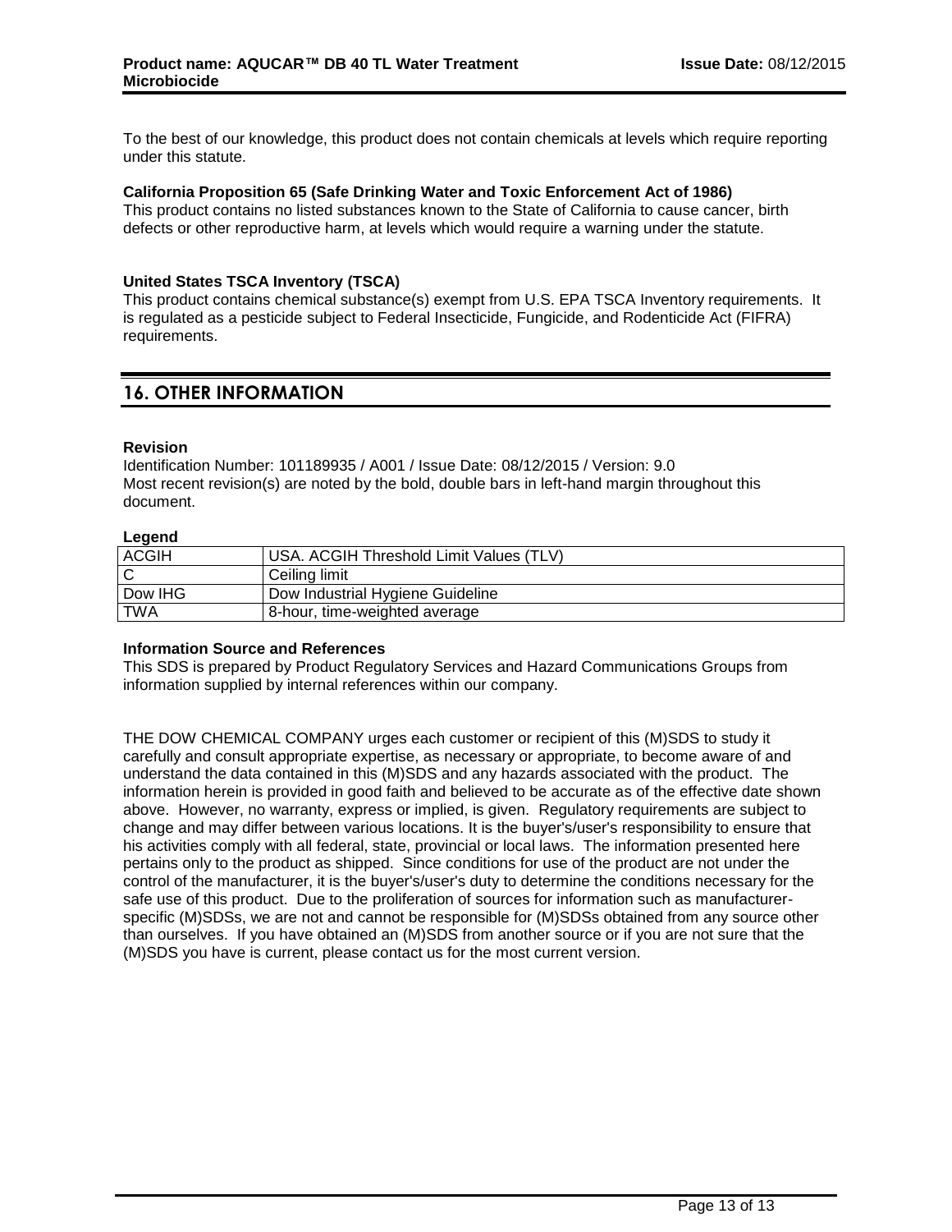To the best of our knowledge, this product does not contain chemicals at levels which require reporting under this statute.

**California Proposition 65 (Safe Drinking Water and Toxic Enforcement Act of 1986)**
This product contains no listed substances known to the State of California to cause cancer, birth defects or other reproductive harm, at levels which would require a warning under the statute.

**United States TSCA Inventory (TSCA)**
This product contains chemical substance(s) exempt from U.S. EPA TSCA Inventory requirements. It is regulated as a pesticide subject to Federal Insecticide, Fungicide, and Rodenticide Act (FIFRA) requirements.

## 16. OTHER INFORMATION

**Revision**
Identification Number: 101189935 / A001 / Issue Date: 08/12/2015 / Version: 9.0
Most recent revision(s) are noted by the bold, double bars in left-hand margin throughout this document.

**Legend**

| | |
|---|---|
| ACGIH | USA. ACGIH Threshold Limit Values (TLV) |
| C | Ceiling limit |
| Dow IHG | Dow Industrial Hygiene Guideline |
| TWA | 8-hour, time-weighted average |

**Information Source and References**
This SDS is prepared by Product Regulatory Services and Hazard Communications Groups from information supplied by internal references within our company.

THE DOW CHEMICAL COMPANY urges each customer or recipient of this (M)SDS to study it carefully and consult appropriate expertise, as necessary or appropriate, to become aware of and understand the data contained in this (M)SDS and any hazards associated with the product. The information herein is provided in good faith and believed to be accurate as of the effective date shown above. However, no warranty, express or implied, is given. Regulatory requirements are subject to change and may differ between various locations. It is the buyer's/user's responsibility to ensure that his activities comply with all federal, state, provincial or local laws. The information presented here pertains only to the product as shipped. Since conditions for use of the product are not under the control of the manufacturer, it is the buyer's/user's duty to determine the conditions necessary for the safe use of this product. Due to the proliferation of sources for information such as manufacturer-specific (M)SDSs, we are not and cannot be responsible for (M)SDSs obtained from any source other than ourselves. If you have obtained an (M)SDS from another source or if you are not sure that the (M)SDS you have is current, please contact us for the most current version.